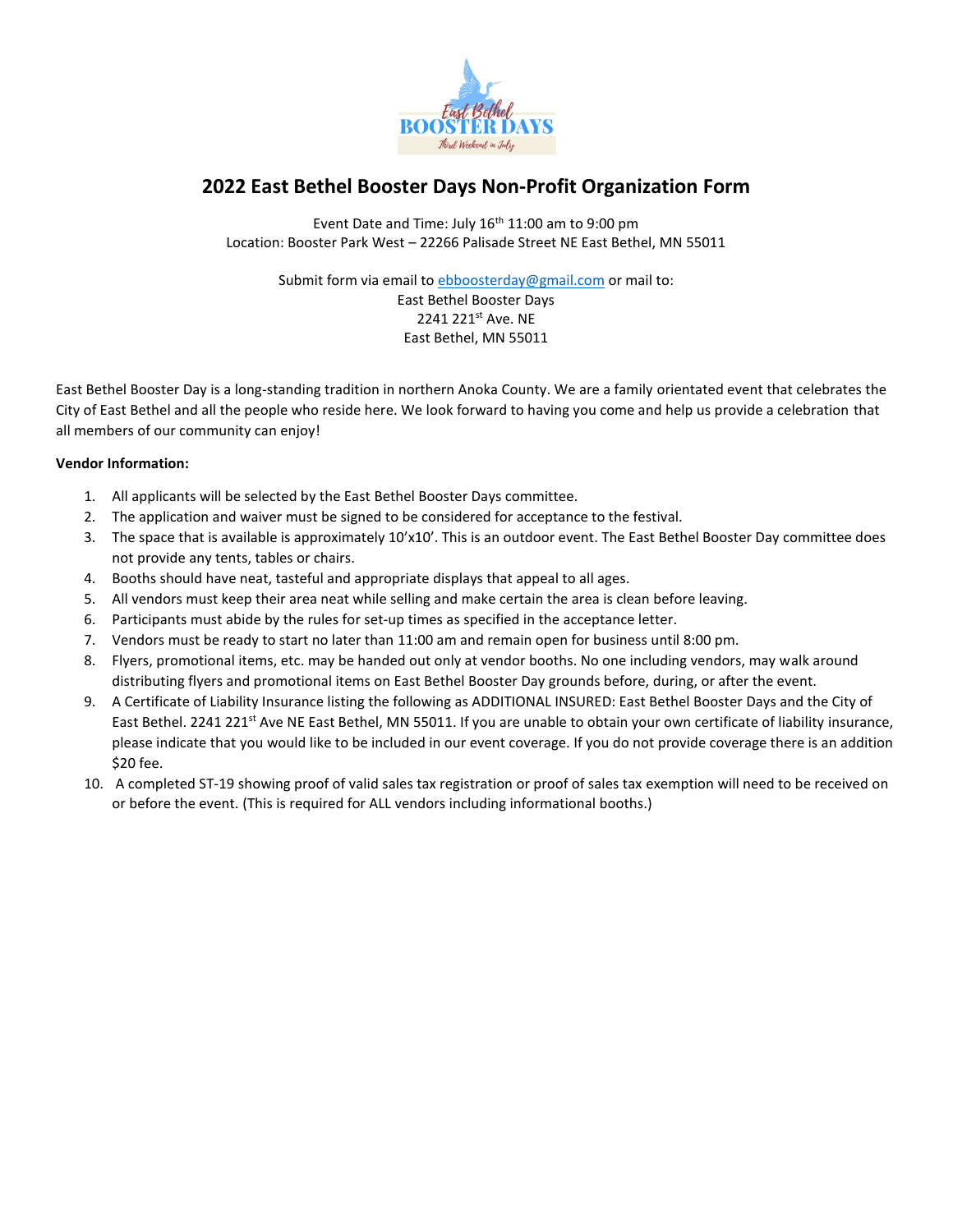# 2022 East Bethel Booster Days Non-Profit Organization Form

Event Date and Time: July 16th 11:00 am to 9:00 pm
Location: Booster Park West – 22266 Palisade Street NE East Bethel, MN 55011

Submit form via email to ebboosterday@gmail.com or mail to:
East Bethel Booster Days
2241 221st Ave. NE
East Bethel, MN 55011

East Bethel Booster Day is a long-standing tradition in northern Anoka County. We are a family orientated event that celebrates the City of East Bethel and all the people who reside here. We look forward to having you come and help us provide a celebration that all members of our community can enjoy!

**Vendor Information:**

1. All applicants will be selected by the East Bethel Booster Days committee.
2. The application and waiver must be signed to be considered for acceptance to the festival.
3. The space that is available is approximately 10'x10'. This is an outdoor event. The East Bethel Booster Day committee does not provide any tents, tables or chairs.
4. Booths should have neat, tasteful and appropriate displays that appeal to all ages.
5. All vendors must keep their area neat while selling and make certain the area is clean before leaving.
6. Participants must abide by the rules for set-up times as specified in the acceptance letter.
7. Vendors must be ready to start no later than 11:00 am and remain open for business until 8:00 pm.
8. Flyers, promotional items, etc. may be handed out only at vendor booths. No one including vendors, may walk around distributing flyers and promotional items on East Bethel Booster Day grounds before, during, or after the event.
9. A Certificate of Liability Insurance listing the following as ADDITIONAL INSURED: East Bethel Booster Days and the City of East Bethel. 2241 221st Ave NE East Bethel, MN 55011. If you are unable to obtain your own certificate of liability insurance, please indicate that you would like to be included in our event coverage. If you do not provide coverage there is an addition $20 fee.
10. A completed ST-19 showing proof of valid sales tax registration or proof of sales tax exemption will need to be received on or before the event. (This is required for ALL vendors including informational booths.)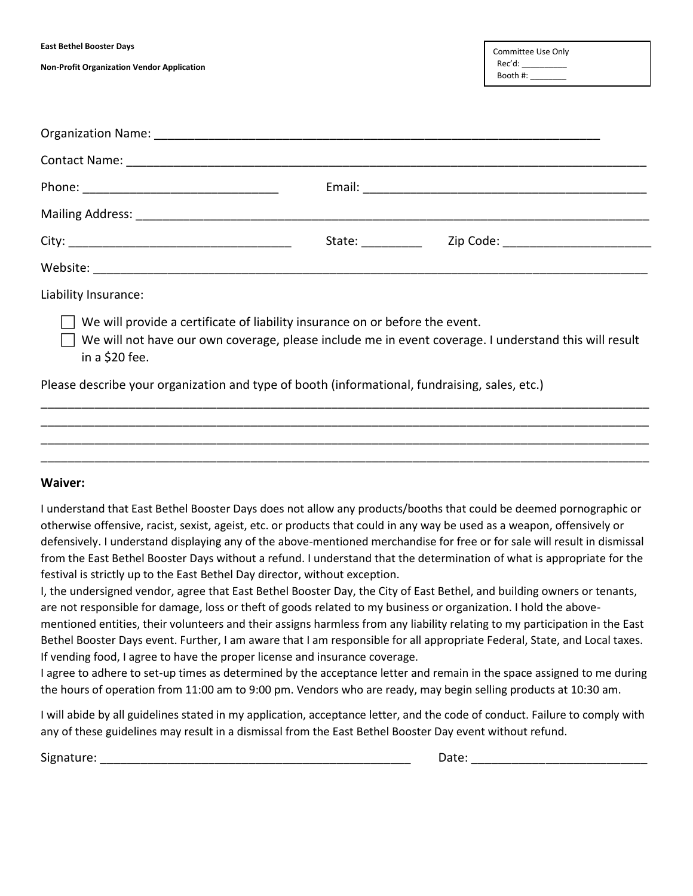**East Bethel Booster Days**

**Non-Profit Organization Vendor Application**

Committee Use Only
Rec'd: __________
Booth #: ________

Organization Name: ___________________________________________________________________

Contact Name: ________________________________________________________________________

Phone: _____________________________ Email: ___________________________________________

Mailing Address: ______________________________________________________________________

City: ________________________________ State: _________ Zip Code: _____________________

Website: _____________________________________________________________________________

Liability Insurance:

- ☐ We will provide a certificate of liability insurance on or before the event.
- ☐ We will not have our own coverage, please include me in event coverage. I understand this will result in a $20 fee.

Please describe your organization and type of booth (informational, fundraising, sales, etc.)

______________________________________________________________________________________

______________________________________________________________________________________

______________________________________________________________________________________

______________________________________________________________________________________

**Waiver:**

I understand that East Bethel Booster Days does not allow any products/booths that could be deemed pornographic or otherwise offensive, racist, sexist, ageist, etc. or products that could in any way be used as a weapon, offensively or defensively. I understand displaying any of the above-mentioned merchandise for free or for sale will result in dismissal from the East Bethel Booster Days without a refund. I understand that the determination of what is appropriate for the festival is strictly up to the East Bethel Day director, without exception.

I, the undersigned vendor, agree that East Bethel Booster Day, the City of East Bethel, and building owners or tenants, are not responsible for damage, loss or theft of goods related to my business or organization. I hold the above-mentioned entities, their volunteers and their assigns harmless from any liability relating to my participation in the East Bethel Booster Days event. Further, I am aware that I am responsible for all appropriate Federal, State, and Local taxes. If vending food, I agree to have the proper license and insurance coverage.

I agree to adhere to set-up times as determined by the acceptance letter and remain in the space assigned to me during the hours of operation from 11:00 am to 9:00 pm. Vendors who are ready, may begin selling products at 10:30 am.

I will abide by all guidelines stated in my application, acceptance letter, and the code of conduct. Failure to comply with any of these guidelines may result in a dismissal from the East Bethel Booster Day event without refund.

Signature: _________________________________________________ Date: __________________________